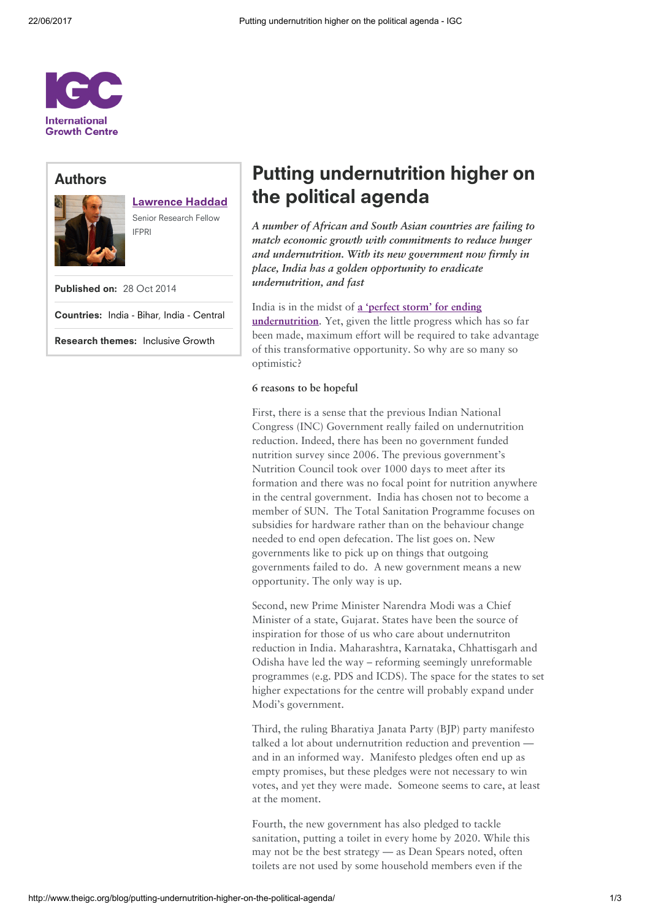## Authors

**Lawrence Haddad**

Senior Research Fellow
IFPRI

**Published on:** 28 Oct 2014

**Countries:** India - Bihar, India - Central

**Research themes:** Inclusive Growth

# Putting undernutrition higher on the political agenda

*A number of African and South Asian countries are failing to match economic growth with commitments to reduce hunger and undernutrition. With its new government now firmly in place, India has a golden opportunity to eradicate undernutrition, and fast*

India is in the midst of a 'perfect storm' for ending undernutrition. Yet, given the little progress which has so far been made, maximum effort will be required to take advantage of this transformative opportunity. So why are so many so optimistic?

### 6 reasons to be hopeful

First, there is a sense that the previous Indian National Congress (INC) Government really failed on undernutrition reduction. Indeed, there has been no government funded nutrition survey since 2006. The previous government's Nutrition Council took over 1000 days to meet after its formation and there was no focal point for nutrition anywhere in the central government. India has chosen not to become a member of SUN. The Total Sanitation Programme focuses on subsidies for hardware rather than on the behaviour change needed to end open defecation. The list goes on. New governments like to pick up on things that outgoing governments failed to do. A new government means a new opportunity. The only way is up.

Second, new Prime Minister Narendra Modi was a Chief Minister of a state, Gujarat. States have been the source of inspiration for those of us who care about undernutriton reduction in India. Maharashtra, Karnataka, Chhattisgarh and Odisha have led the way – reforming seemingly unreformable programmes (e.g. PDS and ICDS). The space for the states to set higher expectations for the centre will probably expand under Modi's government.

Third, the ruling Bharatiya Janata Party (BJP) party manifesto talked a lot about undernutrition reduction and prevention — and in an informed way. Manifesto pledges often end up as empty promises, but these pledges were not necessary to win votes, and yet they were made. Someone seems to care, at least at the moment.

Fourth, the new government has also pledged to tackle sanitation, putting a toilet in every home by 2020. While this may not be the best strategy — as Dean Spears noted, often toilets are not used by some household members even if the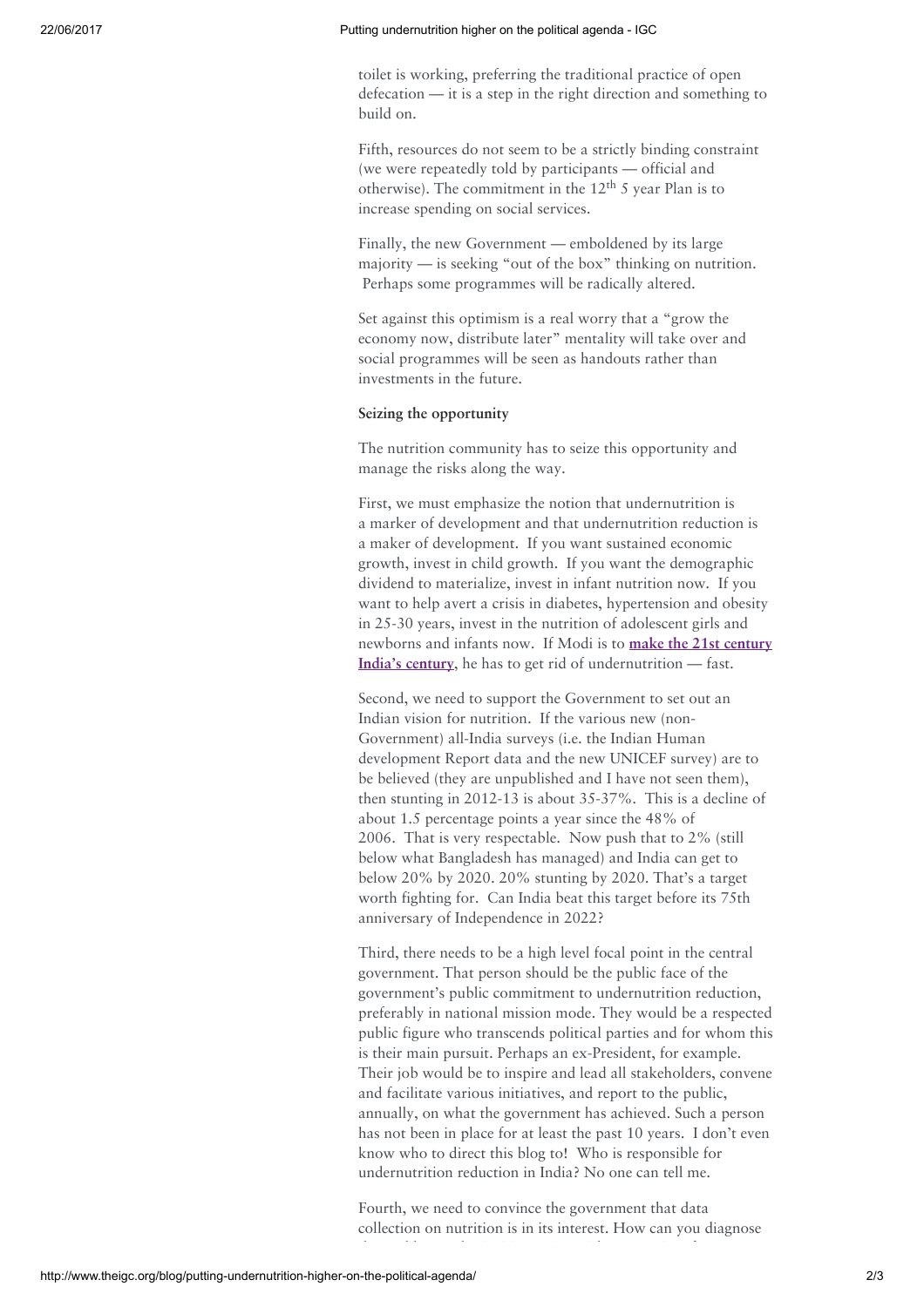toilet is working, preferring the traditional practice of open defecation — it is a step in the right direction and something to build on.

Fifth, resources do not seem to be a strictly binding constraint (we were repeatedly told by participants — official and otherwise). The commitment in the 12$^{th}$ 5 year Plan is to increase spending on social services.

Finally, the new Government — emboldened by its large majority — is seeking "out of the box" thinking on nutrition. Perhaps some programmes will be radically altered.

Set against this optimism is a real worry that a "grow the economy now, distribute later" mentality will take over and social programmes will be seen as handouts rather than investments in the future.

**Seizing the opportunity**

The nutrition community has to seize this opportunity and manage the risks along the way.

First, we must emphasize the notion that undernutrition is a marker of development and that undernutrition reduction is a maker of development. If you want sustained economic growth, invest in child growth. If you want the demographic dividend to materialize, invest in infant nutrition now. If you want to help avert a crisis in diabetes, hypertension and obesity in 25-30 years, invest in the nutrition of adolescent girls and newborns and infants now. If Modi is to **make the 21st century India's century**, he has to get rid of undernutrition — fast.

Second, we need to support the Government to set out an Indian vision for nutrition. If the various new (non-Government) all-India surveys (i.e. the Indian Human development Report data and the new UNICEF survey) are to be believed (they are unpublished and I have not seen them), then stunting in 2012-13 is about 35-37%. This is a decline of about 1.5 percentage points a year since the 48% of 2006. That is very respectable. Now push that to 2% (still below what Bangladesh has managed) and India can get to below 20% by 2020. 20% stunting by 2020. That's a target worth fighting for. Can India beat this target before its 75th anniversary of Independence in 2022?

Third, there needs to be a high level focal point in the central government. That person should be the public face of the government's public commitment to undernutrition reduction, preferably in national mission mode. They would be a respected public figure who transcends political parties and for whom this is their main pursuit. Perhaps an ex-President, for example. Their job would be to inspire and lead all stakeholders, convene and facilitate various initiatives, and report to the public, annually, on what the government has achieved. Such a person has not been in place for at least the past 10 years. I don't even know who to direct this blog to! Who is responsible for undernutrition reduction in India? No one can tell me.

Fourth, we need to convince the government that data collection on nutrition is in its interest. How can you diagnose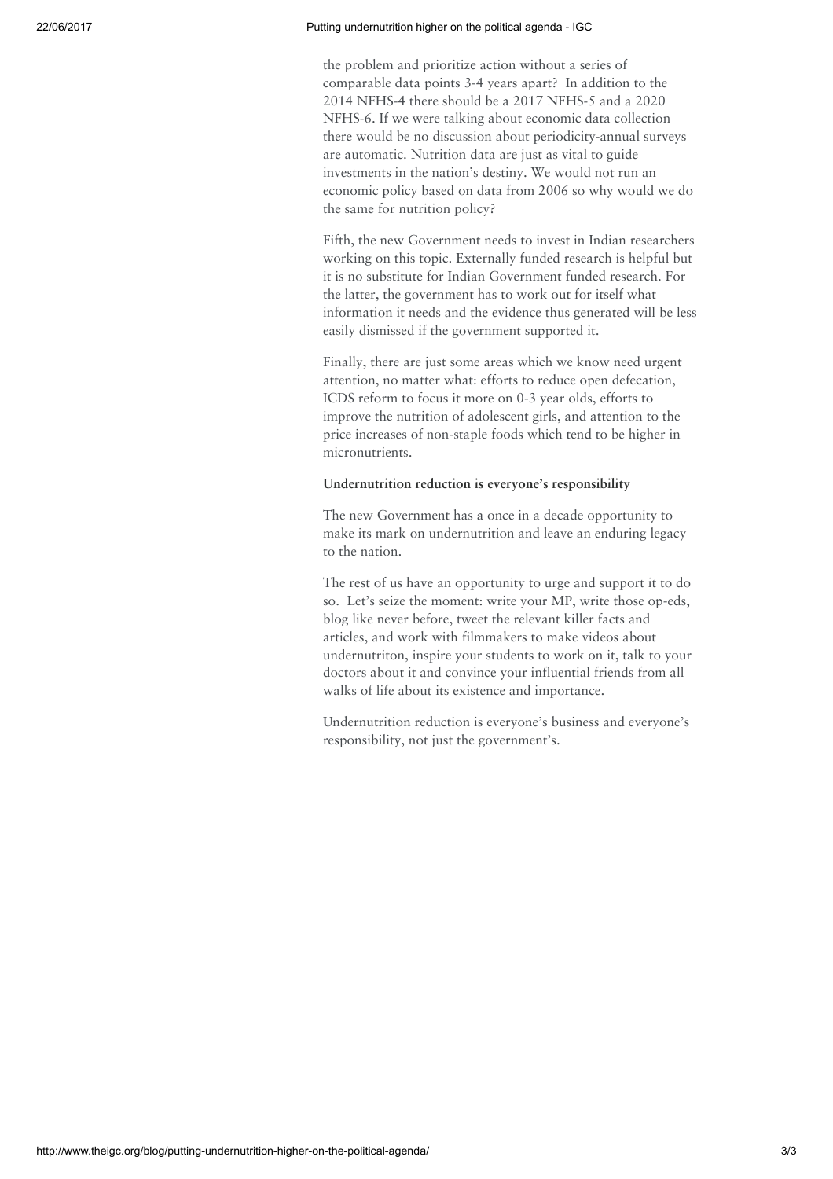the problem and prioritize action without a series of comparable data points 3-4 years apart? In addition to the 2014 NFHS-4 there should be a 2017 NFHS-5 and a 2020 NFHS-6. If we were talking about economic data collection there would be no discussion about periodicity-annual surveys are automatic. Nutrition data are just as vital to guide investments in the nation's destiny. We would not run an economic policy based on data from 2006 so why would we do the same for nutrition policy?

Fifth, the new Government needs to invest in Indian researchers working on this topic. Externally funded research is helpful but it is no substitute for Indian Government funded research. For the latter, the government has to work out for itself what information it needs and the evidence thus generated will be less easily dismissed if the government supported it.

Finally, there are just some areas which we know need urgent attention, no matter what: efforts to reduce open defecation, ICDS reform to focus it more on 0-3 year olds, efforts to improve the nutrition of adolescent girls, and attention to the price increases of non-staple foods which tend to be higher in micronutrients.

**Undernutrition reduction is everyone's responsibility**

The new Government has a once in a decade opportunity to make its mark on undernutrition and leave an enduring legacy to the nation.

The rest of us have an opportunity to urge and support it to do so. Let's seize the moment: write your MP, write those op-eds, blog like never before, tweet the relevant killer facts and articles, and work with filmmakers to make videos about undernutriton, inspire your students to work on it, talk to your doctors about it and convince your influential friends from all walks of life about its existence and importance.

Undernutrition reduction is everyone's business and everyone's responsibility, not just the government's.